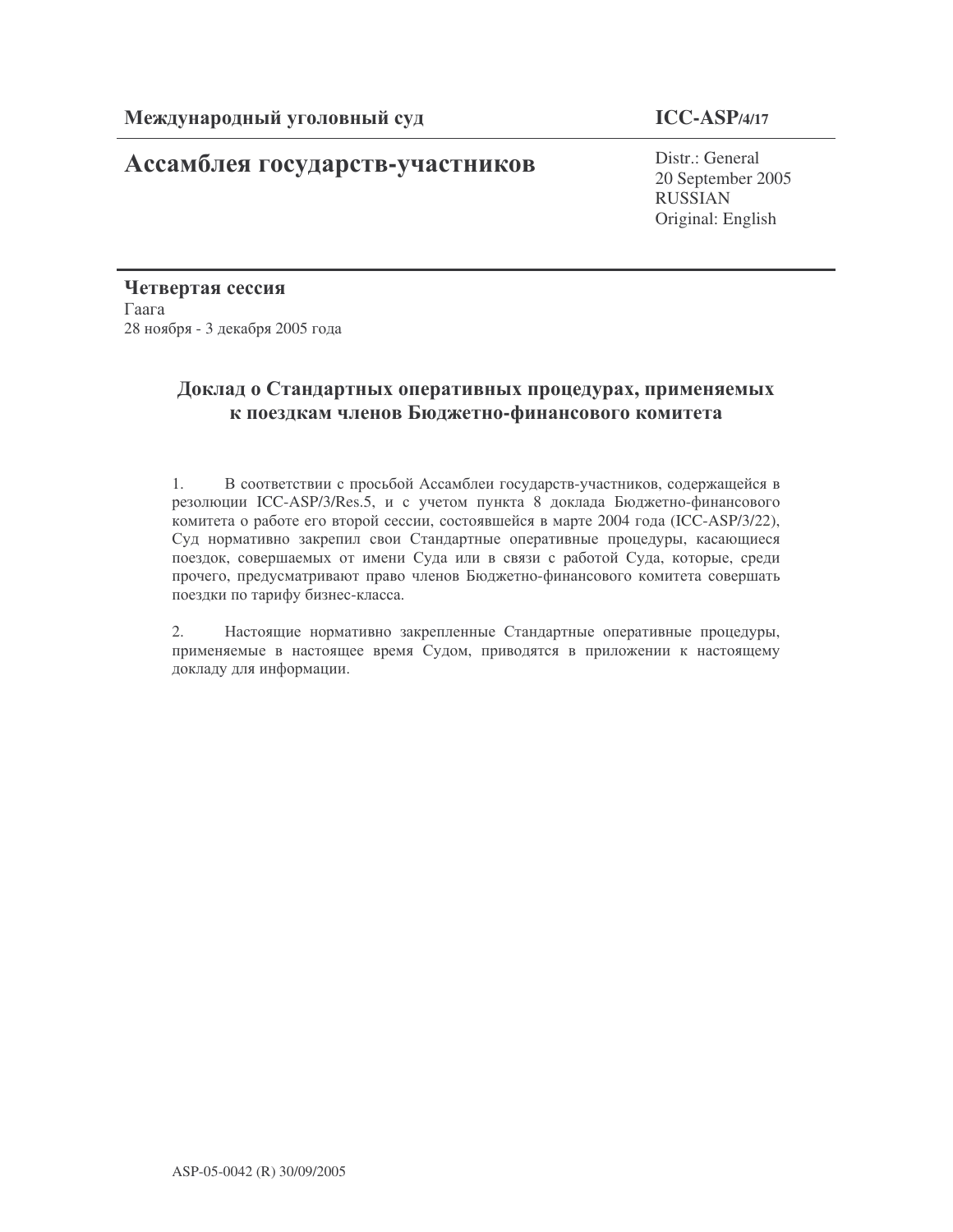**Международный уголовный суд**

**ICC-ASP/4/17**

# Ассамблея государств-участников

Distr.: General
20 September 2005
RUSSIAN
Original: English

**Четвертая сессия**
Гаага
28 ноября - 3 декабря 2005 года

## Доклад о Стандартных оперативных процедурах, применяемых к поездкам членов Бюджетно-финансового комитета

1. В соответствии с просьбой Ассамблеи государств-участников, содержащейся в резолюции ICC-ASP/3/Res.5, и с учетом пункта 8 доклада Бюджетно-финансового комитета о работе его второй сессии, состоявшейся в марте 2004 года (ICC-ASP/3/22), Суд нормативно закрепил свои Стандартные оперативные процедуры, касающиеся поездок, совершаемых от имени Суда или в связи с работой Суда, которые, среди прочего, предусматривают право членов Бюджетно-финансового комитета совершать поездки по тарифу бизнес-класса.

2. Настоящие нормативно закрепленные Стандартные оперативные процедуры, применяемые в настоящее время Судом, приводятся в приложении к настоящему докладу для информации.

ASP-05-0042 (R) 30/09/2005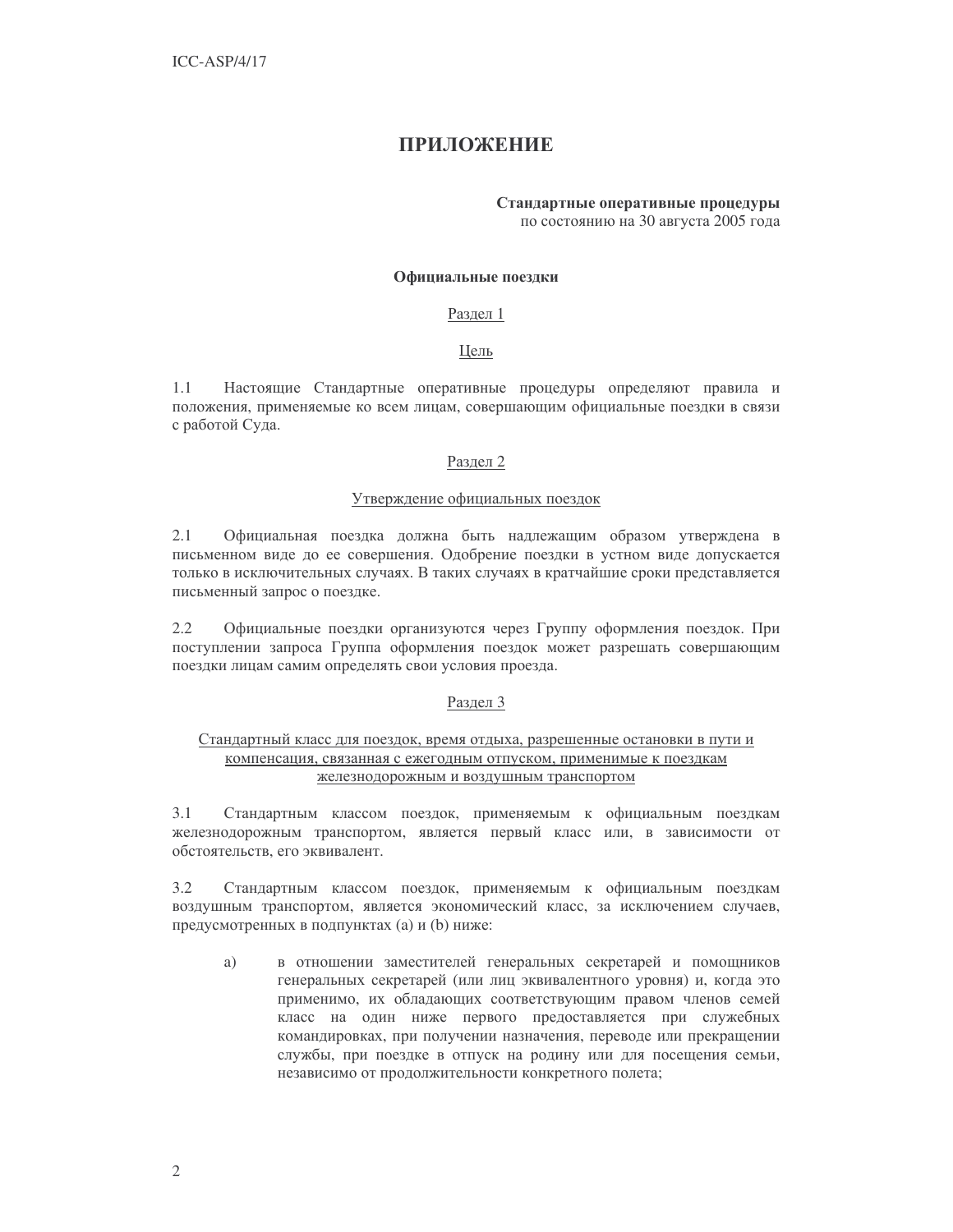# ПРИЛОЖЕНИЕ

**Стандартные оперативные процедуры**
по состоянию на 30 августа 2005 года

**Официальные поездки**

Раздел 1

Цель

1.1 Настоящие Стандартные оперативные процедуры определяют правила и положения, применяемые ко всем лицам, совершающим официальные поездки в связи с работой Суда.

Раздел 2

Утверждение официальных поездок

2.1 Официальная поездка должна быть надлежащим образом утверждена в письменном виде до ее совершения. Одобрение поездки в устном виде допускается только в исключительных случаях. В таких случаях в кратчайшие сроки представляется письменный запрос о поездке.

2.2 Официальные поездки организуются через Группу оформления поездок. При поступлении запроса Группа оформления поездок может разрешать совершающим поездки лицам самим определять свои условия проезда.

Раздел 3

Стандартный класс для поездок, время отдыха, разрешенные остановки в пути и компенсация, связанная с ежегодным отпуском, применимые к поездкам железнодорожным и воздушным транспортом

3.1 Стандартным классом поездок, применяемым к официальным поездкам железнодорожным транспортом, является первый класс или, в зависимости от обстоятельств, его эквивалент.

3.2 Стандартным классом поездок, применяемым к официальным поездкам воздушным транспортом, является экономический класс, за исключением случаев, предусмотренных в подпунктах (a) и (b) ниже:

a) в отношении заместителей генеральных секретарей и помощников генеральных секретарей (или лиц эквивалентного уровня) и, когда это применимо, их обладающих соответствующим правом членов семей класс на один ниже первого предоставляется при служебных командировках, при получении назначения, переводе или прекращении службы, при поездке в отпуск на родину или для посещения семьи, независимо от продолжительности конкретного полета;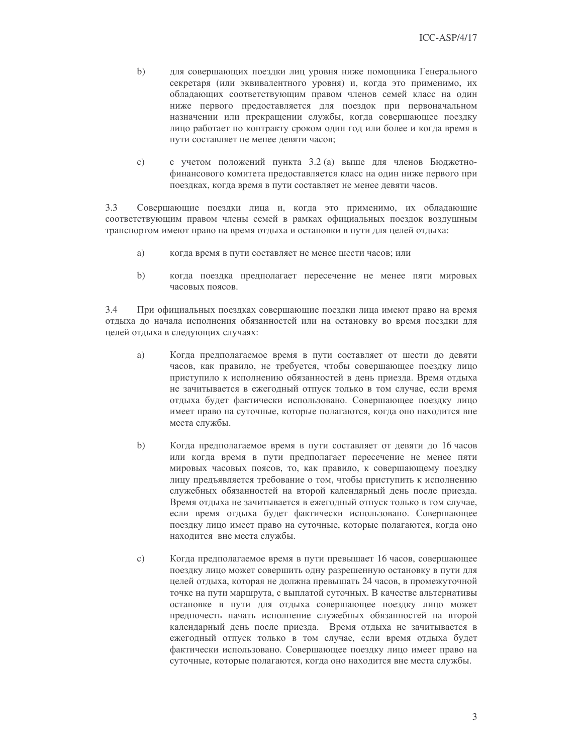b) для совершающих поездки лиц уровня ниже помощника Генерального секретаря (или эквивалентного уровня) и, когда это применимо, их обладающих соответствующим правом членов семей класс на один ниже первого предоставляется для поездок при первоначальном назначении или прекращении службы, когда совершающее поездку лицо работает по контракту сроком один год или более и когда время в пути составляет не менее девяти часов;

c) с учетом положений пункта 3.2 (a) выше для членов Бюджетно-финансового комитета предоставляется класс на один ниже первого при поездках, когда время в пути составляет не менее девяти часов.

3.3 Совершающие поездки лица и, когда это применимо, их обладающие соответствующим правом члены семей в рамках официальных поездок воздушным транспортом имеют право на время отдыха и остановки в пути для целей отдыха:

a) когда время в пути составляет не менее шести часов; или

b) когда поездка предполагает пересечение не менее пяти мировых часовых поясов.

3.4 При официальных поездках совершающие поездки лица имеют право на время отдыха до начала исполнения обязанностей или на остановку во время поездки для целей отдыха в следующих случаях:

a) Когда предполагаемое время в пути составляет от шести до девяти часов, как правило, не требуется, чтобы совершающее поездку лицо приступило к исполнению обязанностей в день приезда. Время отдыха не зачитывается в ежегодный отпуск только в том случае, если время отдыха будет фактически использовано. Совершающее поездку лицо имеет право на суточные, которые полагаются, когда оно находится вне места службы.

b) Когда предполагаемое время в пути составляет от девяти до 16 часов или когда время в пути предполагает пересечение не менее пяти мировых часовых поясов, то, как правило, к совершающему поездку лицу предъявляется требование о том, чтобы приступить к исполнению служебных обязанностей на второй календарный день после приезда. Время отдыха не зачитывается в ежегодный отпуск только в том случае, если время отдыха будет фактически использовано. Совершающее поездку лицо имеет право на суточные, которые полагаются, когда оно находится вне места службы.

c) Когда предполагаемое время в пути превышает 16 часов, совершающее поездку лицо может совершить одну разрешенную остановку в пути для целей отдыха, которая не должна превышать 24 часов, в промежуточной точке на пути маршрута, с выплатой суточных. В качестве альтернативы остановке в пути для отдыха совершающее поездку лицо может предпочесть начать исполнение служебных обязанностей на второй календарный день после приезда. Время отдыха не зачитывается в ежегодный отпуск только в том случае, если время отдыха будет фактически использовано. Совершающее поездку лицо имеет право на суточные, которые полагаются, когда оно находится вне места службы.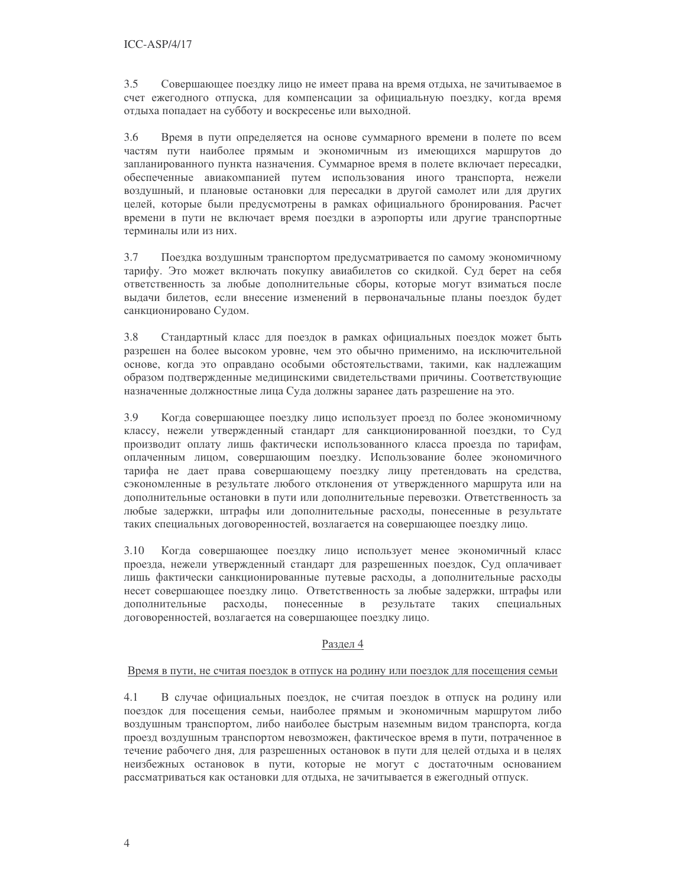3.5 Совершающее поездку лицо не имеет права на время отдыха, не зачитываемое в счет ежегодного отпуска, для компенсации за официальную поездку, когда время отдыха попадает на субботу и воскресенье или выходной.

3.6 Время в пути определяется на основе суммарного времени в полете по всем частям пути наиболее прямым и экономичным из имеющихся маршрутов до запланированного пункта назначения. Суммарное время в полете включает пересадки, обеспеченные авиакомпанией путем использования иного транспорта, нежели воздушный, и плановые остановки для пересадки в другой самолет или для других целей, которые были предусмотрены в рамках официального бронирования. Расчет времени в пути не включает время поездки в аэропорты или другие транспортные терминалы или из них.

3.7 Поездка воздушным транспортом предусматривается по самому экономичному тарифу. Это может включать покупку авиабилетов со скидкой. Суд берет на себя ответственность за любые дополнительные сборы, которые могут взиматься после выдачи билетов, если внесение изменений в первоначальные планы поездок будет санкционировано Судом.

3.8 Стандартный класс для поездок в рамках официальных поездок может быть разрешен на более высоком уровне, чем это обычно применимо, на исключительной основе, когда это оправдано особыми обстоятельствами, такими, как надлежащим образом подтвержденные медицинскими свидетельствами причины. Соответствующие назначенные должностные лица Суда должны заранее дать разрешение на это.

3.9 Когда совершающее поездку лицо использует проезд по более экономичному классу, нежели утвержденный стандарт для санкционированной поездки, то Суд производит оплату лишь фактически использованного класса проезда по тарифам, оплаченным лицом, совершающим поездку. Использование более экономичного тарифа не дает права совершающему поездку лицу претендовать на средства, сэкономленные в результате любого отклонения от утвержденного маршрута или на дополнительные остановки в пути или дополнительные перевозки. Ответственность за любые задержки, штрафы или дополнительные расходы, понесенные в результате таких специальных договоренностей, возлагается на совершающее поездку лицо.

3.10 Когда совершающее поездку лицо использует менее экономичный класс проезда, нежели утвержденный стандарт для разрешенных поездок, Суд оплачивает лишь фактически санкционированные путевые расходы, а дополнительные расходы несет совершающее поездку лицо. Ответственность за любые задержки, штрафы или дополнительные расходы, понесенные в результате таких специальных договоренностей, возлагается на совершающее поездку лицо.

## Раздел 4

### Время в пути, не считая поездок в отпуск на родину или поездок для посещения семьи

4.1 В случае официальных поездок, не считая поездок в отпуск на родину или поездок для посещения семьи, наиболее прямым и экономичным маршрутом либо воздушным транспортом, либо наиболее быстрым наземным видом транспорта, когда проезд воздушным транспортом невозможен, фактическое время в пути, потраченное в течение рабочего дня, для разрешенных остановок в пути для целей отдыха и в целях неизбежных остановок в пути, которые не могут с достаточным основанием рассматриваться как остановки для отдыха, не зачитывается в ежегодный отпуск.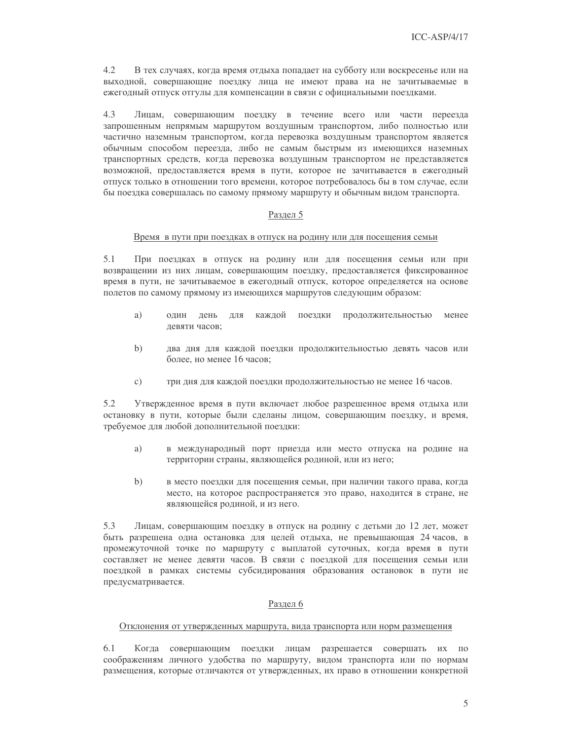4.2 В тех случаях, когда время отдыха попадает на субботу или воскресенье или на выходной, совершающие поездку лица не имеют права на не зачитываемые в ежегодный отпуск отгулы для компенсации в связи с официальными поездками.

4.3 Лицам, совершающим поездку в течение всего или части переезда запрошенным непрямым маршрутом воздушным транспортом, либо полностью или частично наземным транспортом, когда перевозка воздушным транспортом является обычным способом переезда, либо не самым быстрым из имеющихся наземных транспортных средств, когда перевозка воздушным транспортом не представляется возможной, предоставляется время в пути, которое не зачитывается в ежегодный отпуск только в отношении того времени, которое потребовалось бы в том случае, если бы поездка совершалась по самому прямому маршруту и обычным видом транспорта.

## Раздел 5

### Время в пути при поездках в отпуск на родину или для посещения семьи

5.1 При поездках в отпуск на родину или для посещения семьи или при возвращении из них лицам, совершающим поездку, предоставляется фиксированное время в пути, не зачитываемое в ежегодный отпуск, которое определяется на основе полетов по самому прямому из имеющихся маршрутов следующим образом:

a) один день для каждой поездки продолжительностью менее девяти часов;

b) два дня для каждой поездки продолжительностью девять часов или более, но менее 16 часов;

c) три дня для каждой поездки продолжительностью не менее 16 часов.

5.2 Утвержденное время в пути включает любое разрешенное время отдыха или остановку в пути, которые были сделаны лицом, совершающим поездку, и время, требуемое для любой дополнительной поездки:

a) в международный порт приезда или место отпуска на родине на территории страны, являющейся родиной, или из него;

b) в место поездки для посещения семьи, при наличии такого права, когда место, на которое распространяется это право, находится в стране, не являющейся родиной, и из него.

5.3 Лицам, совершающим поездку в отпуск на родину с детьми до 12 лет, может быть разрешена одна остановка для целей отдыха, не превышающая 24 часов, в промежуточной точке по маршруту с выплатой суточных, когда время в пути составляет не менее девяти часов. В связи с поездкой для посещения семьи или поездкой в рамках системы субсидирования образования остановок в пути не предусматривается.

## Раздел 6

### Отклонения от утвержденных маршрута, вида транспорта или норм размещения

6.1 Когда совершающим поездки лицам разрешается совершать их по соображениям личного удобства по маршруту, видом транспорта или по нормам размещения, которые отличаются от утвержденных, их право в отношении конкретной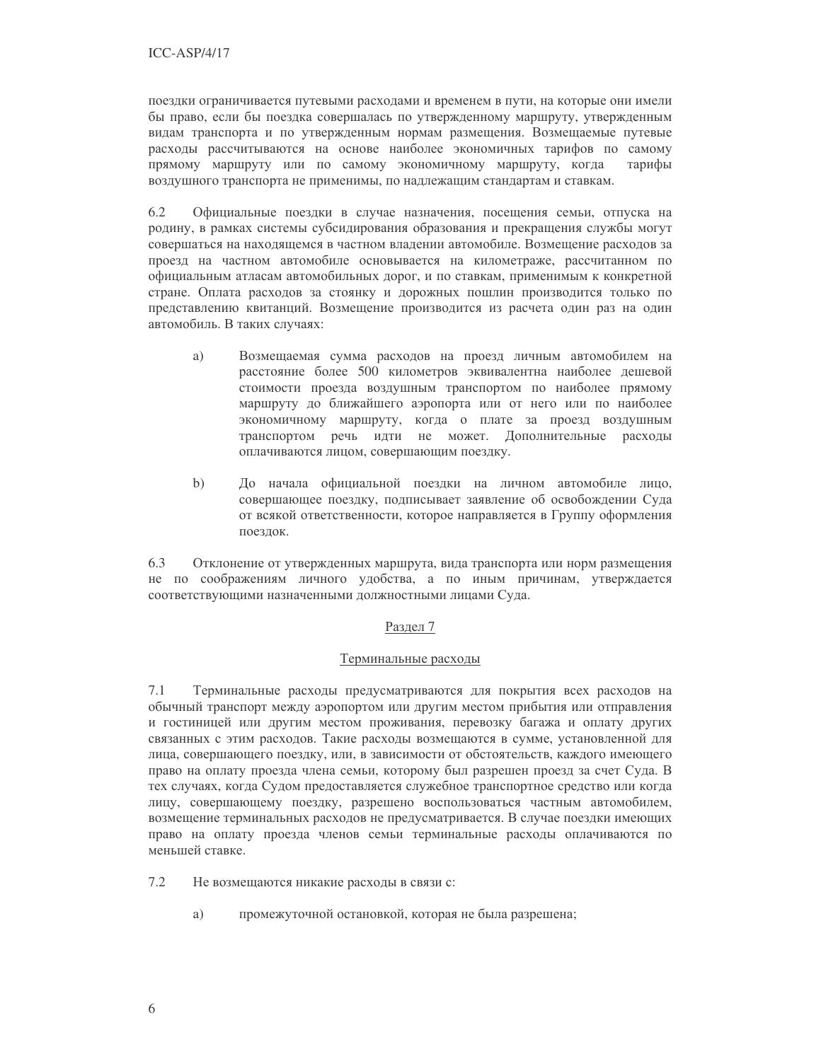поездки ограничивается путевыми расходами и временем в пути, на которые они имели бы право, если бы поездка совершалась по утвержденному маршруту, утвержденным видам транспорта и по утвержденным нормам размещения. Возмещаемые путевые расходы рассчитываются на основе наиболее экономичных тарифов по самому прямому маршруту или по самому экономичному маршруту, когда тарифы воздушного транспорта не применимы, по надлежащим стандартам и ставкам.

6.2 Официальные поездки в случае назначения, посещения семьи, отпуска на родину, в рамках системы субсидирования образования и прекращения службы могут совершаться на находящемся в частном владении автомобиле. Возмещение расходов за проезд на частном автомобиле основывается на километраже, рассчитанном по официальным атласам автомобильных дорог, и по ставкам, применимым к конкретной стране. Оплата расходов за стоянку и дорожных пошлин производится только по представлению квитанций. Возмещение производится из расчета один раз на один автомобиль. В таких случаях:

a) Возмещаемая сумма расходов на проезд личным автомобилем на расстояние более 500 километров эквивалентна наиболее дешевой стоимости проезда воздушным транспортом по наиболее прямому маршруту до ближайшего аэропорта или от него или по наиболее экономичному маршруту, когда о плате за проезд воздушным транспортом речь идти не может. Дополнительные расходы оплачиваются лицом, совершающим поездку.

b) До начала официальной поездки на личном автомобиле лицо, совершающее поездку, подписывает заявление об освобождении Суда от всякой ответственности, которое направляется в Группу оформления поездок.

6.3 Отклонение от утвержденных маршрута, вида транспорта или норм размещения не по соображениям личного удобства, а по иным причинам, утверждается соответствующими назначенными должностными лицами Суда.

## Раздел 7

### Терминальные расходы

7.1 Терминальные расходы предусматриваются для покрытия всех расходов на обычный транспорт между аэропортом или другим местом прибытия или отправления и гостиницей или другим местом проживания, перевозку багажа и оплату других связанных с этим расходов. Такие расходы возмещаются в сумме, установленной для лица, совершающего поездку, или, в зависимости от обстоятельств, каждого имеющего право на оплату проезда члена семьи, которому был разрешен проезд за счет Суда. В тех случаях, когда Судом предоставляется служебное транспортное средство или когда лицу, совершающему поездку, разрешено воспользоваться частным автомобилем, возмещение терминальных расходов не предусматривается. В случае поездки имеющих право на оплату проезда членов семьи терминальные расходы оплачиваются по меньшей ставке.

7.2 Не возмещаются никакие расходы в связи с:

a) промежуточной остановкой, которая не была разрешена;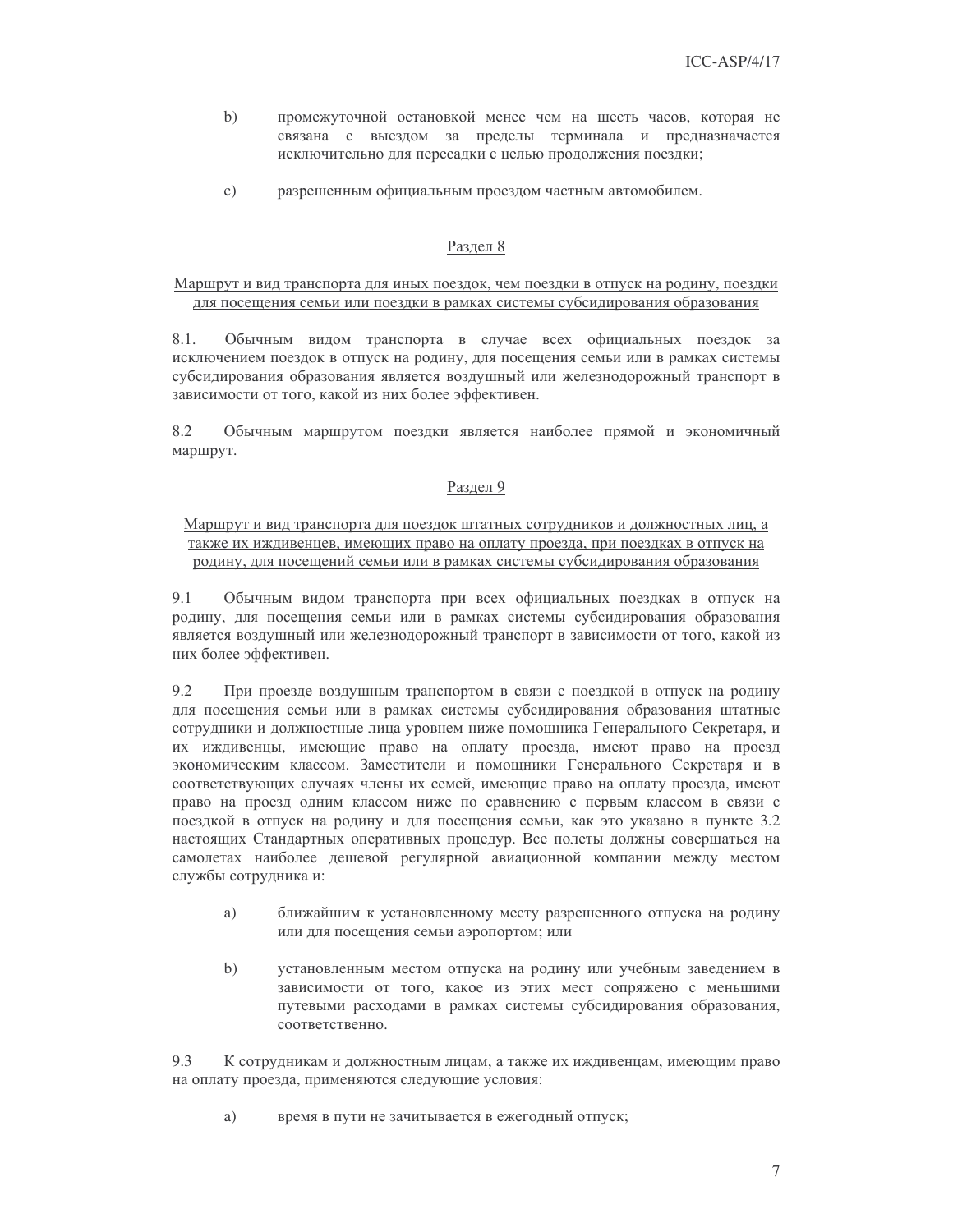b) промежуточной остановкой менее чем на шесть часов, которая не связана с выездом за пределы терминала и предназначается исключительно для пересадки с целью продолжения поездки;

c) разрешенным официальным проездом частным автомобилем.

## Раздел 8

### Маршрут и вид транспорта для иных поездок, чем поездки в отпуск на родину, поездки для посещения семьи или поездки в рамках системы субсидирования образования

8.1. Обычным видом транспорта в случае всех официальных поездок за исключением поездок в отпуск на родину, для посещения семьи или в рамках системы субсидирования образования является воздушный или железнодорожный транспорт в зависимости от того, какой из них более эффективен.

8.2 Обычным маршрутом поездки является наиболее прямой и экономичный маршрут.

## Раздел 9

### Маршрут и вид транспорта для поездок штатных сотрудников и должностных лиц, а также их иждивенцев, имеющих право на оплату проезда, при поездках в отпуск на родину, для посещений семьи или в рамках системы субсидирования образования

9.1 Обычным видом транспорта при всех официальных поездках в отпуск на родину, для посещения семьи или в рамках системы субсидирования образования является воздушный или железнодорожный транспорт в зависимости от того, какой из них более эффективен.

9.2 При проезде воздушным транспортом в связи с поездкой в отпуск на родину для посещения семьи или в рамках системы субсидирования образования штатные сотрудники и должностные лица уровнем ниже помощника Генерального Секретаря, и их иждивенцы, имеющие право на оплату проезда, имеют право на проезд экономическим классом. Заместители и помощники Генерального Секретаря и в соответствующих случаях члены их семей, имеющие право на оплату проезда, имеют право на проезд одним классом ниже по сравнению с первым классом в связи с поездкой в отпуск на родину и для посещения семьи, как это указано в пункте 3.2 настоящих Стандартных оперативных процедур. Все полеты должны совершаться на самолетах наиболее дешевой регулярной авиационной компании между местом службы сотрудника и:

a) ближайшим к установленному месту разрешенного отпуска на родину или для посещения семьи аэропортом; или

b) установленным местом отпуска на родину или учебным заведением в зависимости от того, какое из этих мест сопряжено с меньшими путевыми расходами в рамках системы субсидирования образования, соответственно.

9.3 К сотрудникам и должностным лицам, а также их иждивенцам, имеющим право на оплату проезда, применяются следующие условия:

a) время в пути не зачитывается в ежегодный отпуск;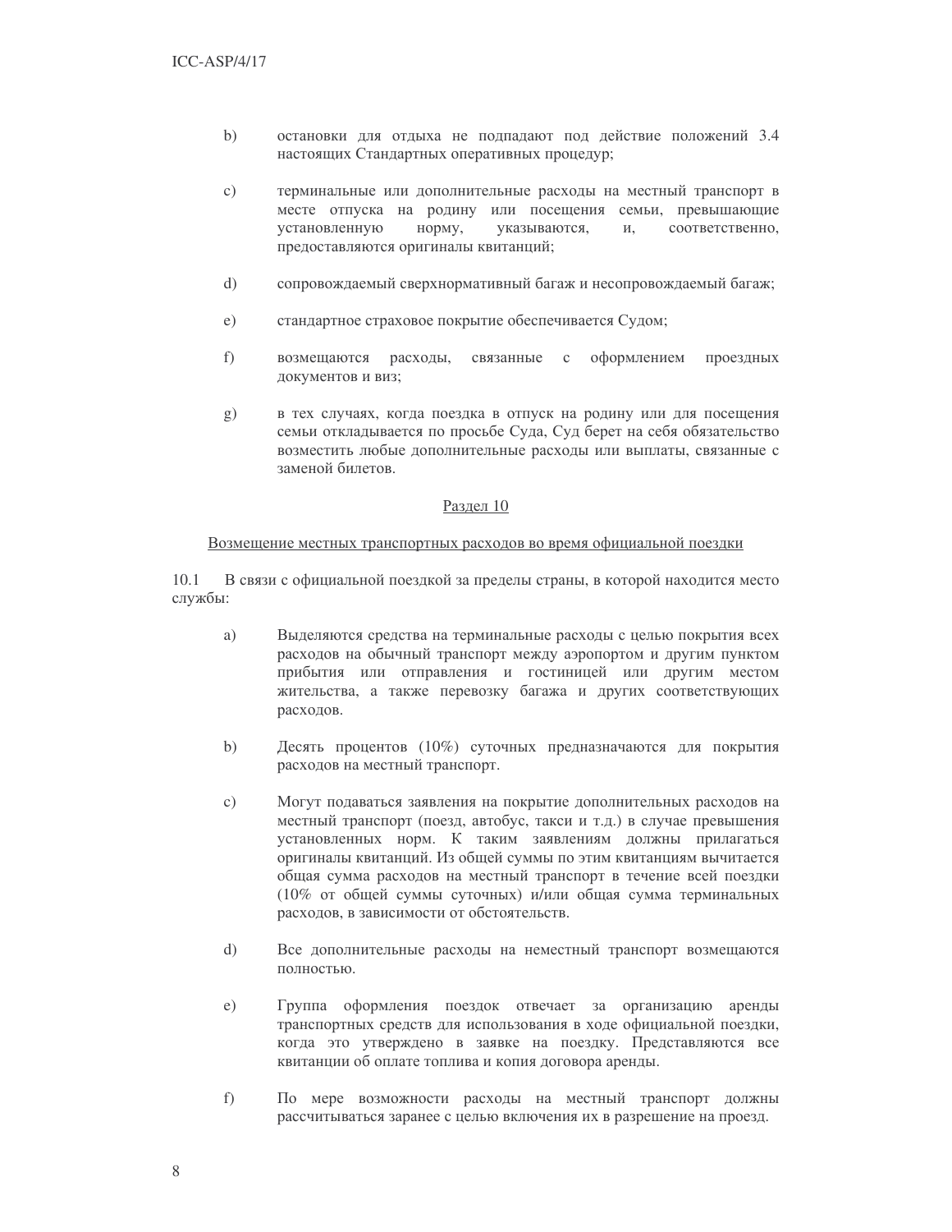b) остановки для отдыха не подпадают под действие положений 3.4 настоящих Стандартных оперативных процедур;

c) терминальные или дополнительные расходы на местный транспорт в месте отпуска на родину или посещения семьи, превышающие установленную норму, указываются, и, соответственно, предоставляются оригиналы квитанций;

d) сопровождаемый сверхнормативный багаж и несопровождаемый багаж;

e) стандартное страховое покрытие обеспечивается Судом;

f) возмещаются расходы, связанные с оформлением проездных документов и виз;

g) в тех случаях, когда поездка в отпуск на родину или для посещения семьи откладывается по просьбе Суда, Суд берет на себя обязательство возместить любые дополнительные расходы или выплаты, связанные с заменой билетов.

<u>Раздел 10</u>

<u>Возмещение местных транспортных расходов во время официальной поездки</u>

10.1 В связи с официальной поездкой за пределы страны, в которой находится место службы:

a) Выделяются средства на терминальные расходы с целью покрытия всех расходов на обычный транспорт между аэропортом и другим пунктом прибытия или отправления и гостиницей или другим местом жительства, а также перевозку багажа и других соответствующих расходов.

b) Десять процентов (10%) суточных предназначаются для покрытия расходов на местный транспорт.

c) Могут подаваться заявления на покрытие дополнительных расходов на местный транспорт (поезд, автобус, такси и т.д.) в случае превышения установленных норм. К таким заявлениям должны прилагаться оригиналы квитанций. Из общей суммы по этим квитанциям вычитается общая сумма расходов на местный транспорт в течение всей поездки (10% от общей суммы суточных) и/или общая сумма терминальных расходов, в зависимости от обстоятельств.

d) Все дополнительные расходы на неместный транспорт возмещаются полностью.

e) Группа оформления поездок отвечает за организацию аренды транспортных средств для использования в ходе официальной поездки, когда это утверждено в заявке на поездку. Представляются все квитанции об оплате топлива и копия договора аренды.

f) По мере возможности расходы на местный транспорт должны рассчитываться заранее с целью включения их в разрешение на проезд.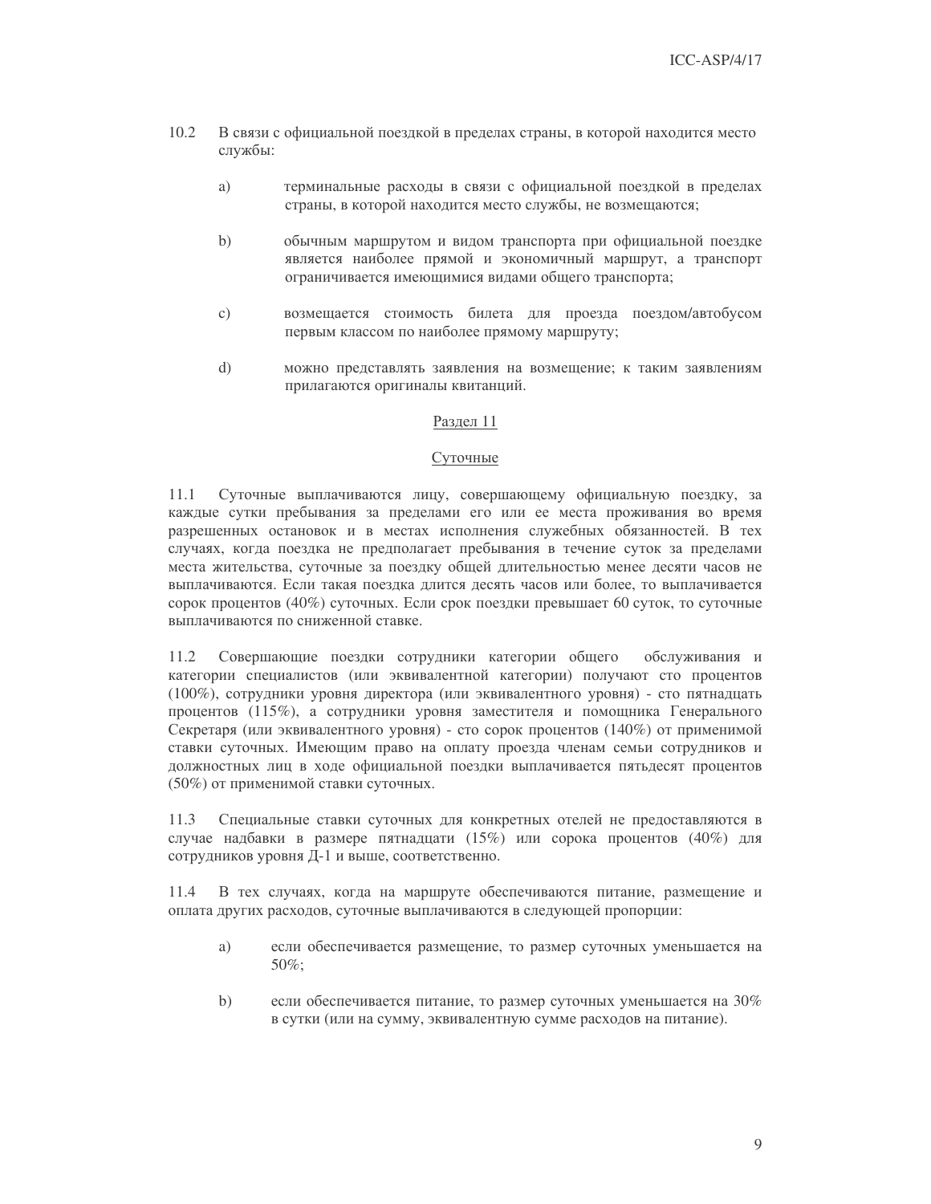10.2 В связи с официальной поездкой в пределах страны, в которой находится место службы:

a) терминальные расходы в связи с официальной поездкой в пределах страны, в которой находится место службы, не возмещаются;

b) обычным маршрутом и видом транспорта при официальной поездке является наиболее прямой и экономичный маршрут, а транспорт ограничивается имеющимися видами общего транспорта;

c) возмещается стоимость билета для проезда поездом/автобусом первым классом по наиболее прямому маршруту;

d) можно представлять заявления на возмещение; к таким заявлениям прилагаются оригиналы квитанций.

## Раздел 11

## Суточные

11.1 Суточные выплачиваются лицу, совершающему официальную поездку, за каждые сутки пребывания за пределами его или ее места проживания во время разрешенных остановок и в местах исполнения служебных обязанностей. В тех случаях, когда поездка не предполагает пребывания в течение суток за пределами места жительства, суточные за поездку общей длительностью менее десяти часов не выплачиваются. Если такая поездка длится десять часов или более, то выплачивается сорок процентов (40%) суточных. Если срок поездки превышает 60 суток, то суточные выплачиваются по сниженной ставке.

11.2 Совершающие поездки сотрудники категории общего обслуживания и категории специалистов (или эквивалентной категории) получают сто процентов (100%), сотрудники уровня директора (или эквивалентного уровня) - сто пятнадцать процентов (115%), а сотрудники уровня заместителя и помощника Генерального Секретаря (или эквивалентного уровня) - сто сорок процентов (140%) от применимой ставки суточных. Имеющим право на оплату проезда членам семьи сотрудников и должностных лиц в ходе официальной поездки выплачивается пятьдесят процентов (50%) от применимой ставки суточных.

11.3 Специальные ставки суточных для конкретных отелей не предоставляются в случае надбавки в размере пятнадцати (15%) или сорока процентов (40%) для сотрудников уровня Д-1 и выше, соответственно.

11.4 В тех случаях, когда на маршруте обеспечиваются питание, размещение и оплата других расходов, суточные выплачиваются в следующей пропорции:

a) если обеспечивается размещение, то размер суточных уменьшается на 50%;

b) если обеспечивается питание, то размер суточных уменьшается на 30% в сутки (или на сумму, эквивалентную сумме расходов на питание).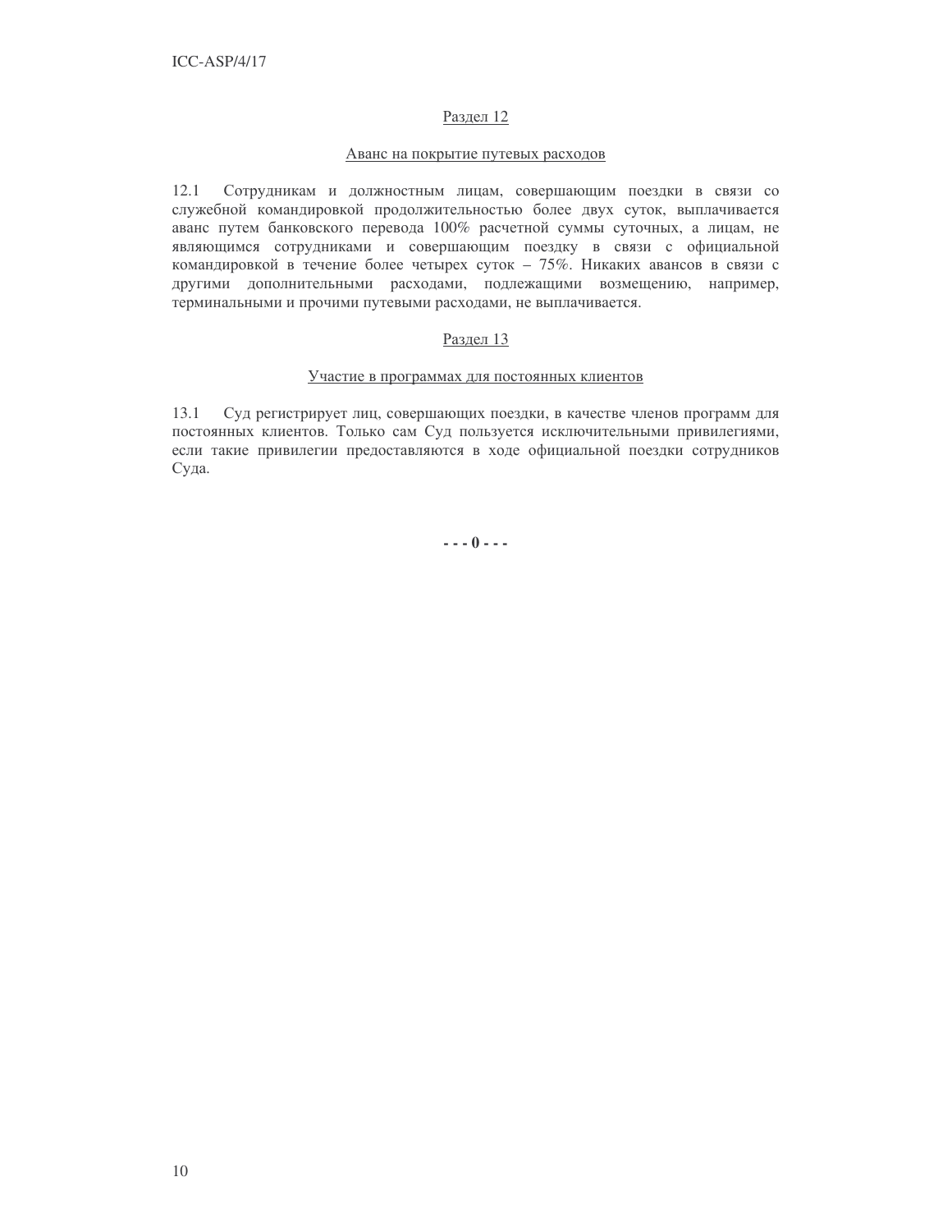## Раздел 12

### Аванс на покрытие путевых расходов

12.1 Сотрудникам и должностным лицам, совершающим поездки в связи со служебной командировкой продолжительностью более двух суток, выплачивается аванс путем банковского перевода 100% расчетной суммы суточных, а лицам, не являющимся сотрудниками и совершающим поездку в связи с официальной командировкой в течение более четырех суток – 75%. Никаких авансов в связи с другими дополнительными расходами, подлежащими возмещению, например, терминальными и прочими путевыми расходами, не выплачивается.

## Раздел 13

### Участие в программах для постоянных клиентов

13.1 Суд регистрирует лиц, совершающих поездки, в качестве членов программ для постоянных клиентов. Только сам Суд пользуется исключительными привилегиями, если такие привилегии предоставляются в ходе официальной поездки сотрудников Суда.

**- - - 0 - - -**